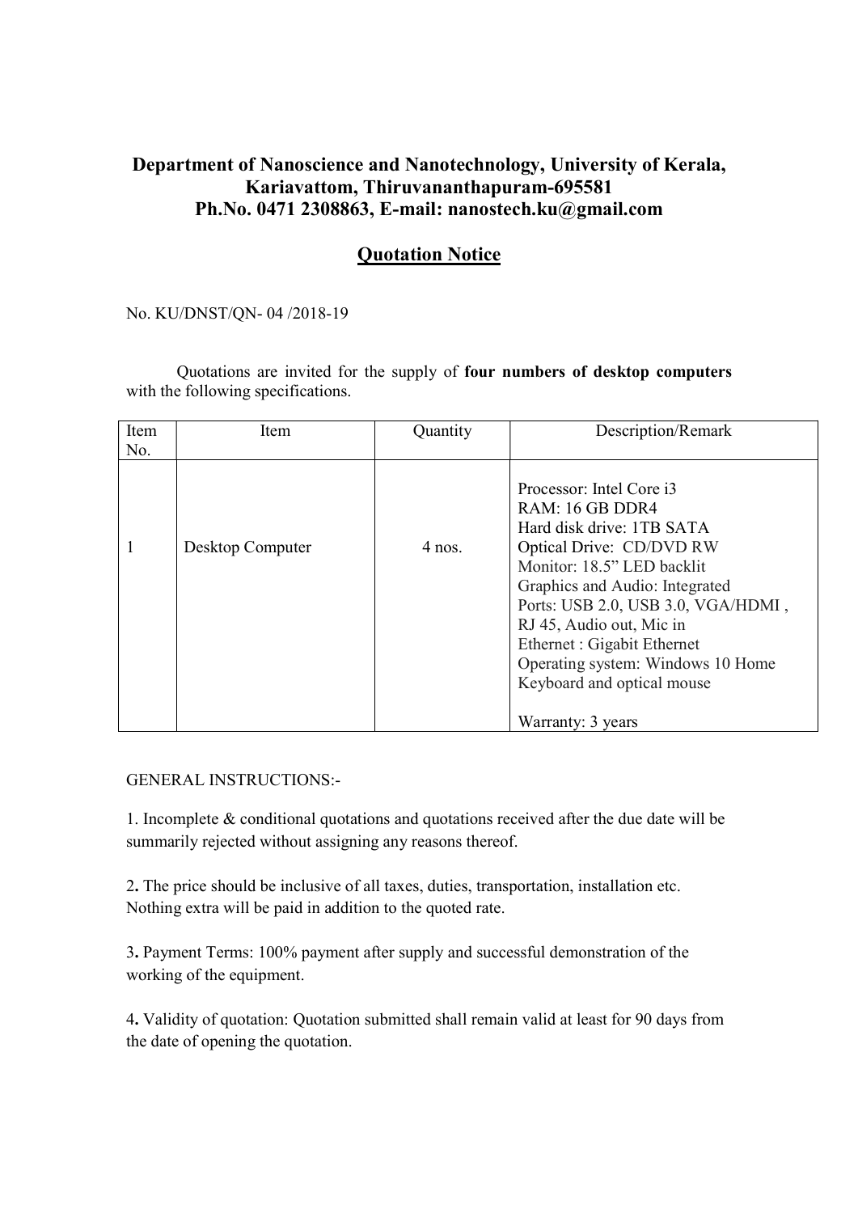**Department of Nanoscience and Nanotechnology, University of Kerala, Kariavattom, Thiruvananthapuram-695581**
**Ph.No. 0471 2308863, E-mail: nanostech.ku@gmail.com**

## Quotation Notice

No. KU/DNST/QN- 04 /2018-19

Quotations are invited for the supply of **four numbers of desktop computers** with the following specifications.

| Item No. | Item | Quantity | Description/Remark |
|---|---|---|---|
| 1 | Desktop Computer | 4 nos. | Processor: Intel Core i3<br>RAM: 16 GB DDR4<br>Hard disk drive: 1TB SATA<br>Optical Drive: CD/DVD RW<br>Monitor: 18.5" LED backlit<br>Graphics and Audio: Integrated<br>Ports: USB 2.0, USB 3.0, VGA/HDMI , RJ 45, Audio out, Mic in<br>Ethernet : Gigabit Ethernet<br>Operating system: Windows 10 Home<br>Keyboard and optical mouse<br><br>Warranty: 3 years |

GENERAL INSTRUCTIONS:-

1. Incomplete & conditional quotations and quotations received after the due date will be summarily rejected without assigning any reasons thereof.

2. The price should be inclusive of all taxes, duties, transportation, installation etc. Nothing extra will be paid in addition to the quoted rate.

3. Payment Terms: 100% payment after supply and successful demonstration of the working of the equipment.

4. Validity of quotation: Quotation submitted shall remain valid at least for 90 days from the date of opening the quotation.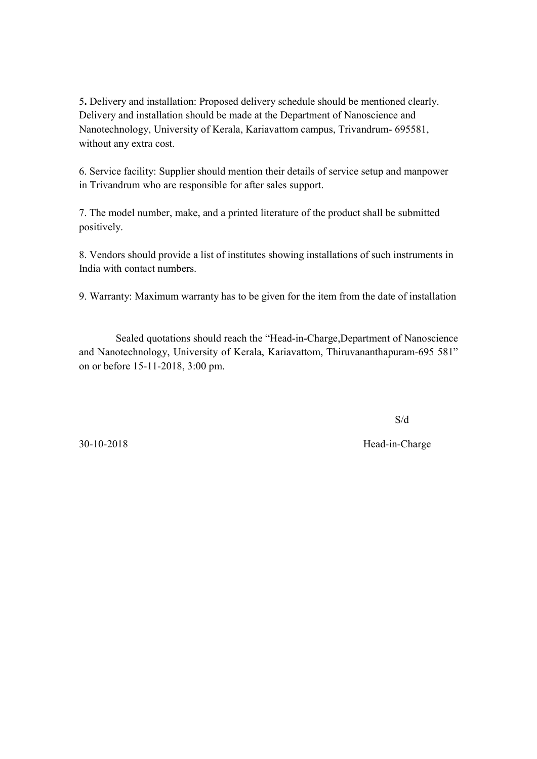5**.** Delivery and installation: Proposed delivery schedule should be mentioned clearly. Delivery and installation should be made at the Department of Nanoscience and Nanotechnology, University of Kerala, Kariavattom campus, Trivandrum- 695581, without any extra cost.

6. Service facility: Supplier should mention their details of service setup and manpower in Trivandrum who are responsible for after sales support.

7. The model number, make, and a printed literature of the product shall be submitted positively.

8. Vendors should provide a list of institutes showing installations of such instruments in India with contact numbers.

9. Warranty: Maximum warranty has to be given for the item from the date of installation

Sealed quotations should reach the "Head-in-Charge,Department of Nanoscience and Nanotechnology, University of Kerala, Kariavattom, Thiruvananthapuram-695 581" on or before 15-11-2018, 3:00 pm.

S/d

30-10-2018

Head-in-Charge